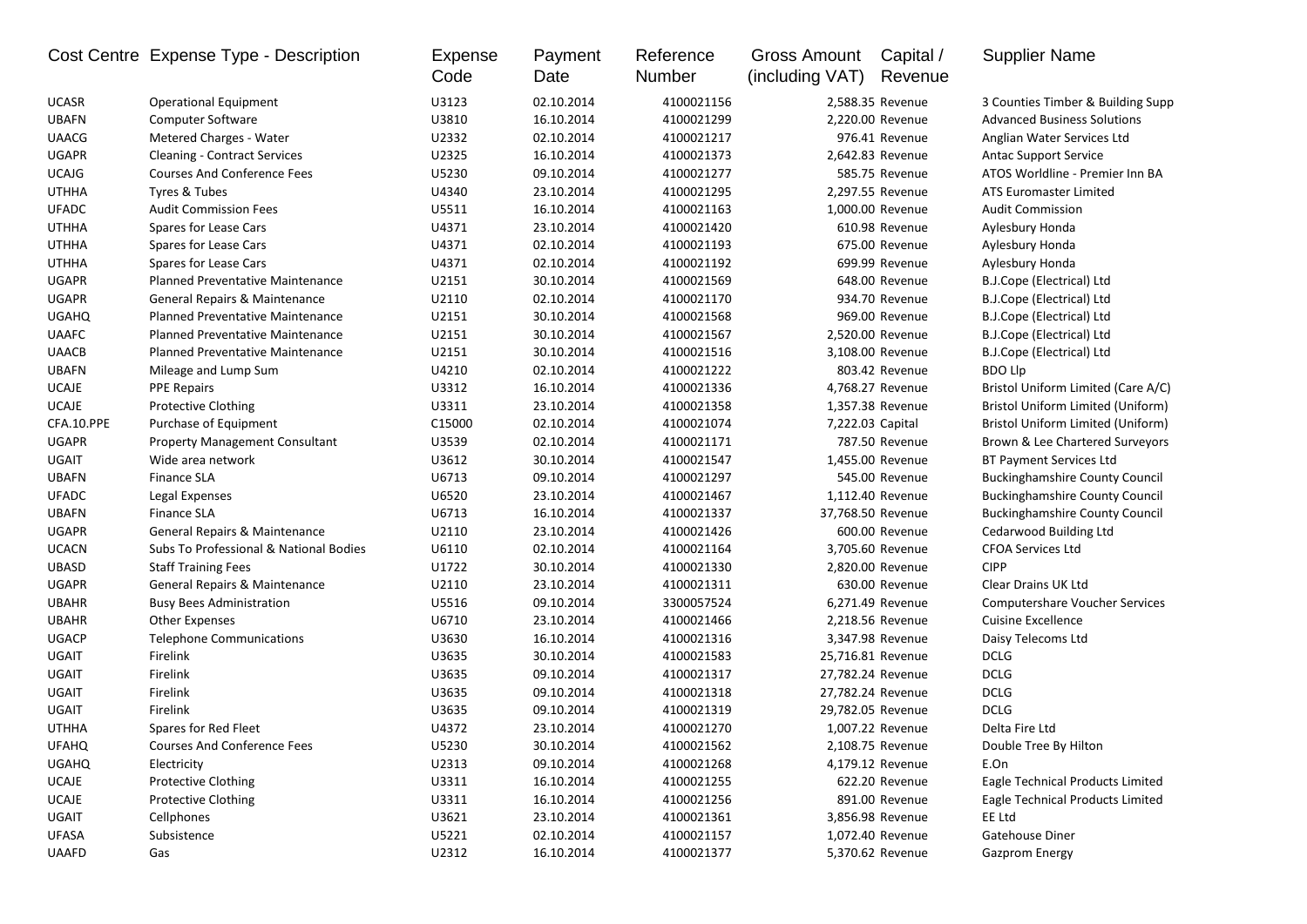| Cost Centre | Expense Type - Description | Expense Code | Payment Date | Reference Number | Gross Amount (including VAT) | Capital / Revenue | Supplier Name |
|---|---|---|---|---|---|---|---|
| UCASR | Operational Equipment | U3123 | 02.10.2014 | 4100021156 | 2,588.35 | Revenue | 3 Counties Timber & Building Supp |
| UBAFN | Computer Software | U3810 | 16.10.2014 | 4100021299 | 2,220.00 | Revenue | Advanced Business Solutions |
| UAACG | Metered Charges - Water | U2332 | 02.10.2014 | 4100021217 | 976.41 | Revenue | Anglian Water Services Ltd |
| UGAPR | Cleaning - Contract Services | U2325 | 16.10.2014 | 4100021373 | 2,642.83 | Revenue | Antac Support Service |
| UCAJG | Courses And Conference Fees | U5230 | 09.10.2014 | 4100021277 | 585.75 | Revenue | ATOS Worldline - Premier Inn BA |
| UTHHA | Tyres & Tubes | U4340 | 23.10.2014 | 4100021295 | 2,297.55 | Revenue | ATS Euromaster Limited |
| UFADC | Audit Commission Fees | U5511 | 16.10.2014 | 4100021163 | 1,000.00 | Revenue | Audit Commission |
| UTHHA | Spares for Lease Cars | U4371 | 23.10.2014 | 4100021420 | 610.98 | Revenue | Aylesbury Honda |
| UTHHA | Spares for Lease Cars | U4371 | 02.10.2014 | 4100021193 | 675.00 | Revenue | Aylesbury Honda |
| UTHHA | Spares for Lease Cars | U4371 | 02.10.2014 | 4100021192 | 699.99 | Revenue | Aylesbury Honda |
| UGAPR | Planned Preventative Maintenance | U2151 | 30.10.2014 | 4100021569 | 648.00 | Revenue | B.J.Cope (Electrical) Ltd |
| UGAPR | General Repairs & Maintenance | U2110 | 02.10.2014 | 4100021170 | 934.70 | Revenue | B.J.Cope (Electrical) Ltd |
| UGAHQ | Planned Preventative Maintenance | U2151 | 30.10.2014 | 4100021568 | 969.00 | Revenue | B.J.Cope (Electrical) Ltd |
| UAAFC | Planned Preventative Maintenance | U2151 | 30.10.2014 | 4100021567 | 2,520.00 | Revenue | B.J.Cope (Electrical) Ltd |
| UAACB | Planned Preventative Maintenance | U2151 | 30.10.2014 | 4100021516 | 3,108.00 | Revenue | B.J.Cope (Electrical) Ltd |
| UBAFN | Mileage and Lump Sum | U4210 | 02.10.2014 | 4100021222 | 803.42 | Revenue | BDO Llp |
| UCAJE | PPE Repairs | U3312 | 16.10.2014 | 4100021336 | 4,768.27 | Revenue | Bristol Uniform Limited (Care A/C) |
| UCAJE | Protective Clothing | U3311 | 23.10.2014 | 4100021358 | 1,357.38 | Revenue | Bristol Uniform Limited (Uniform) |
| CFA.10.PPE | Purchase of Equipment | C15000 | 02.10.2014 | 4100021074 | 7,222.03 | Capital | Bristol Uniform Limited (Uniform) |
| UGAPR | Property Management Consultant | U3539 | 02.10.2014 | 4100021171 | 787.50 | Revenue | Brown & Lee Chartered Surveyors |
| UGAIT | Wide area network | U3612 | 30.10.2014 | 4100021547 | 1,455.00 | Revenue | BT Payment Services Ltd |
| UBAFN | Finance SLA | U6713 | 09.10.2014 | 4100021297 | 545.00 | Revenue | Buckinghamshire County Council |
| UFADC | Legal Expenses | U6520 | 23.10.2014 | 4100021467 | 1,112.40 | Revenue | Buckinghamshire County Council |
| UBAFN | Finance SLA | U6713 | 16.10.2014 | 4100021337 | 37,768.50 | Revenue | Buckinghamshire County Council |
| UGAPR | General Repairs & Maintenance | U2110 | 23.10.2014 | 4100021426 | 600.00 | Revenue | Cedarwood Building Ltd |
| UCACN | Subs To Professional & National Bodies | U6110 | 02.10.2014 | 4100021164 | 3,705.60 | Revenue | CFOA Services Ltd |
| UBASD | Staff Training Fees | U1722 | 30.10.2014 | 4100021330 | 2,820.00 | Revenue | CIPP |
| UGAPR | General Repairs & Maintenance | U2110 | 23.10.2014 | 4100021311 | 630.00 | Revenue | Clear Drains UK Ltd |
| UBAHR | Busy Bees Administration | U5516 | 09.10.2014 | 3300057524 | 6,271.49 | Revenue | Computershare Voucher Services |
| UBAHR | Other Expenses | U6710 | 23.10.2014 | 4100021466 | 2,218.56 | Revenue | Cuisine Excellence |
| UGACP | Telephone Communications | U3630 | 16.10.2014 | 4100021316 | 3,347.98 | Revenue | Daisy Telecoms Ltd |
| UGAIT | Firelink | U3635 | 30.10.2014 | 4100021583 | 25,716.81 | Revenue | DCLG |
| UGAIT | Firelink | U3635 | 09.10.2014 | 4100021317 | 27,782.24 | Revenue | DCLG |
| UGAIT | Firelink | U3635 | 09.10.2014 | 4100021318 | 27,782.24 | Revenue | DCLG |
| UGAIT | Firelink | U3635 | 09.10.2014 | 4100021319 | 29,782.05 | Revenue | DCLG |
| UTHHA | Spares for Red Fleet | U4372 | 23.10.2014 | 4100021270 | 1,007.22 | Revenue | Delta Fire Ltd |
| UFAHQ | Courses And Conference Fees | U5230 | 30.10.2014 | 4100021562 | 2,108.75 | Revenue | Double Tree By Hilton |
| UGAHQ | Electricity | U2313 | 09.10.2014 | 4100021268 | 4,179.12 | Revenue | E.On |
| UCAJE | Protective Clothing | U3311 | 16.10.2014 | 4100021255 | 622.20 | Revenue | Eagle Technical Products Limited |
| UCAJE | Protective Clothing | U3311 | 16.10.2014 | 4100021256 | 891.00 | Revenue | Eagle Technical Products Limited |
| UGAIT | Cellphones | U3621 | 23.10.2014 | 4100021361 | 3,856.98 | Revenue | EE Ltd |
| UFASA | Subsistence | U5221 | 02.10.2014 | 4100021157 | 1,072.40 | Revenue | Gatehouse Diner |
| UAAFD | Gas | U2312 | 16.10.2014 | 4100021377 | 5,370.62 | Revenue | Gazprom Energy |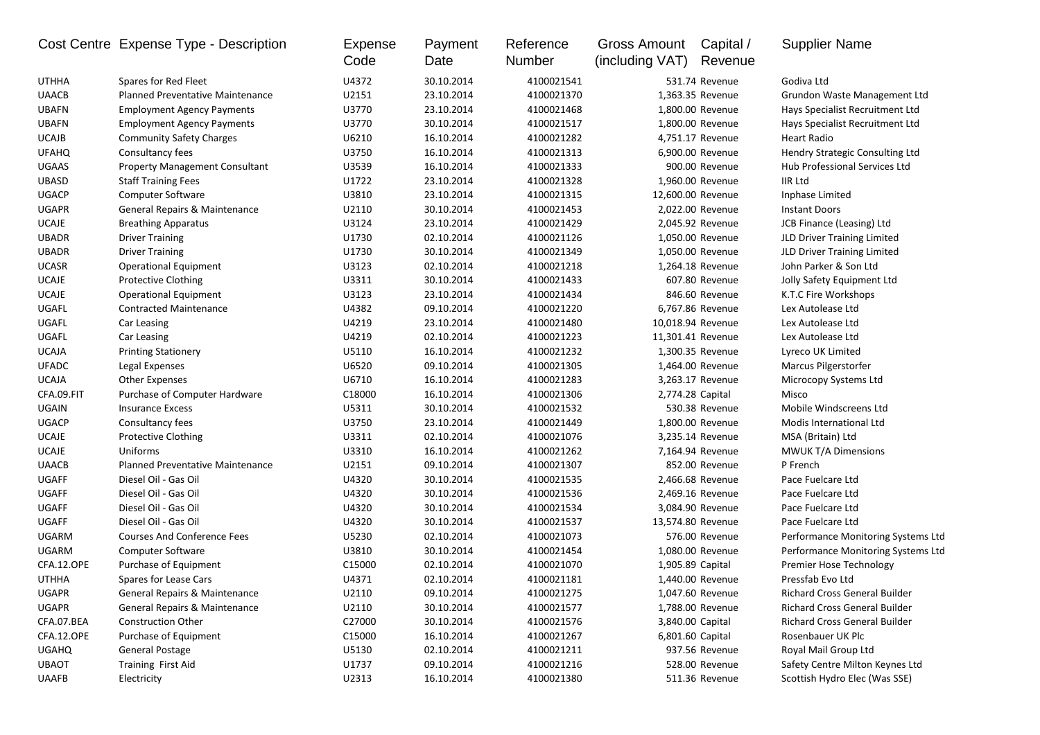| Cost Centre | Expense Type - Description | Expense Code | Payment Date | Reference Number | Gross Amount (including VAT) | Capital / Revenue | Supplier Name |
|---|---|---|---|---|---|---|---|
| UTHHA | Spares for Red Fleet | U4372 | 30.10.2014 | 4100021541 | 531.74 | Revenue | Godiva Ltd |
| UAACB | Planned Preventative Maintenance | U2151 | 23.10.2014 | 4100021370 | 1,363.35 | Revenue | Grundon Waste Management Ltd |
| UBAFN | Employment Agency Payments | U3770 | 23.10.2014 | 4100021468 | 1,800.00 | Revenue | Hays Specialist Recruitment Ltd |
| UBAFN | Employment Agency Payments | U3770 | 30.10.2014 | 4100021517 | 1,800.00 | Revenue | Hays Specialist Recruitment Ltd |
| UCAJB | Community Safety Charges | U6210 | 16.10.2014 | 4100021282 | 4,751.17 | Revenue | Heart Radio |
| UFAHQ | Consultancy fees | U3750 | 16.10.2014 | 4100021313 | 6,900.00 | Revenue | Hendry Strategic Consulting Ltd |
| UGAAS | Property Management Consultant | U3539 | 16.10.2014 | 4100021333 | 900.00 | Revenue | Hub Professional Services Ltd |
| UBASD | Staff Training Fees | U1722 | 23.10.2014 | 4100021328 | 1,960.00 | Revenue | IIR Ltd |
| UGACP | Computer Software | U3810 | 23.10.2014 | 4100021315 | 12,600.00 | Revenue | Inphase Limited |
| UGAPR | General Repairs & Maintenance | U2110 | 30.10.2014 | 4100021453 | 2,022.00 | Revenue | Instant Doors |
| UCAJE | Breathing Apparatus | U3124 | 23.10.2014 | 4100021429 | 2,045.92 | Revenue | JCB Finance (Leasing) Ltd |
| UBADR | Driver Training | U1730 | 02.10.2014 | 4100021126 | 1,050.00 | Revenue | JLD Driver Training Limited |
| UBADR | Driver Training | U1730 | 30.10.2014 | 4100021349 | 1,050.00 | Revenue | JLD Driver Training Limited |
| UCASR | Operational Equipment | U3123 | 02.10.2014 | 4100021218 | 1,264.18 | Revenue | John Parker & Son Ltd |
| UCAJE | Protective Clothing | U3311 | 30.10.2014 | 4100021433 | 607.80 | Revenue | Jolly Safety Equipment Ltd |
| UCAJE | Operational Equipment | U3123 | 23.10.2014 | 4100021434 | 846.60 | Revenue | K.T.C Fire Workshops |
| UGAFL | Contracted Maintenance | U4382 | 09.10.2014 | 4100021220 | 6,767.86 | Revenue | Lex Autolease Ltd |
| UGAFL | Car Leasing | U4219 | 23.10.2014 | 4100021480 | 10,018.94 | Revenue | Lex Autolease Ltd |
| UGAFL | Car Leasing | U4219 | 02.10.2014 | 4100021223 | 11,301.41 | Revenue | Lex Autolease Ltd |
| UCAJA | Printing Stationery | U5110 | 16.10.2014 | 4100021232 | 1,300.35 | Revenue | Lyreco UK Limited |
| UFADC | Legal Expenses | U6520 | 09.10.2014 | 4100021305 | 1,464.00 | Revenue | Marcus Pilgerstorfer |
| UCAJA | Other Expenses | U6710 | 16.10.2014 | 4100021283 | 3,263.17 | Revenue | Microcopy Systems Ltd |
| CFA.09.FIT | Purchase of Computer Hardware | C18000 | 16.10.2014 | 4100021306 | 2,774.28 | Capital | Misco |
| UGAIN | Insurance Excess | U5311 | 30.10.2014 | 4100021532 | 530.38 | Revenue | Mobile Windscreens Ltd |
| UGACP | Consultancy fees | U3750 | 23.10.2014 | 4100021449 | 1,800.00 | Revenue | Modis International Ltd |
| UCAJE | Protective Clothing | U3311 | 02.10.2014 | 4100021076 | 3,235.14 | Revenue | MSA (Britain) Ltd |
| UCAJE | Uniforms | U3310 | 16.10.2014 | 4100021262 | 7,164.94 | Revenue | MWUK T/A Dimensions |
| UAACB | Planned Preventative Maintenance | U2151 | 09.10.2014 | 4100021307 | 852.00 | Revenue | P French |
| UGAFF | Diesel Oil - Gas Oil | U4320 | 30.10.2014 | 4100021535 | 2,466.68 | Revenue | Pace Fuelcare Ltd |
| UGAFF | Diesel Oil - Gas Oil | U4320 | 30.10.2014 | 4100021536 | 2,469.16 | Revenue | Pace Fuelcare Ltd |
| UGAFF | Diesel Oil - Gas Oil | U4320 | 30.10.2014 | 4100021534 | 3,084.90 | Revenue | Pace Fuelcare Ltd |
| UGAFF | Diesel Oil - Gas Oil | U4320 | 30.10.2014 | 4100021537 | 13,574.80 | Revenue | Pace Fuelcare Ltd |
| UGARM | Courses And Conference Fees | U5230 | 02.10.2014 | 4100021073 | 576.00 | Revenue | Performance Monitoring Systems Ltd |
| UGARM | Computer Software | U3810 | 30.10.2014 | 4100021454 | 1,080.00 | Revenue | Performance Monitoring Systems Ltd |
| CFA.12.OPE | Purchase of Equipment | C15000 | 02.10.2014 | 4100021070 | 1,905.89 | Capital | Premier Hose Technology |
| UTHHA | Spares for Lease Cars | U4371 | 02.10.2014 | 4100021181 | 1,440.00 | Revenue | Pressfab Evo Ltd |
| UGAPR | General Repairs & Maintenance | U2110 | 09.10.2014 | 4100021275 | 1,047.60 | Revenue | Richard Cross General Builder |
| UGAPR | General Repairs & Maintenance | U2110 | 30.10.2014 | 4100021577 | 1,788.00 | Revenue | Richard Cross General Builder |
| CFA.07.BEA | Construction Other | C27000 | 30.10.2014 | 4100021576 | 3,840.00 | Capital | Richard Cross General Builder |
| CFA.12.OPE | Purchase of Equipment | C15000 | 16.10.2014 | 4100021267 | 6,801.60 | Capital | Rosenbauer UK Plc |
| UGAHQ | General Postage | U5130 | 02.10.2014 | 4100021211 | 937.56 | Revenue | Royal Mail Group Ltd |
| UBAOT | Training First Aid | U1737 | 09.10.2014 | 4100021216 | 528.00 | Revenue | Safety Centre Milton Keynes Ltd |
| UAAFB | Electricity | U2313 | 16.10.2014 | 4100021380 | 511.36 | Revenue | Scottish Hydro Elec (Was SSE) |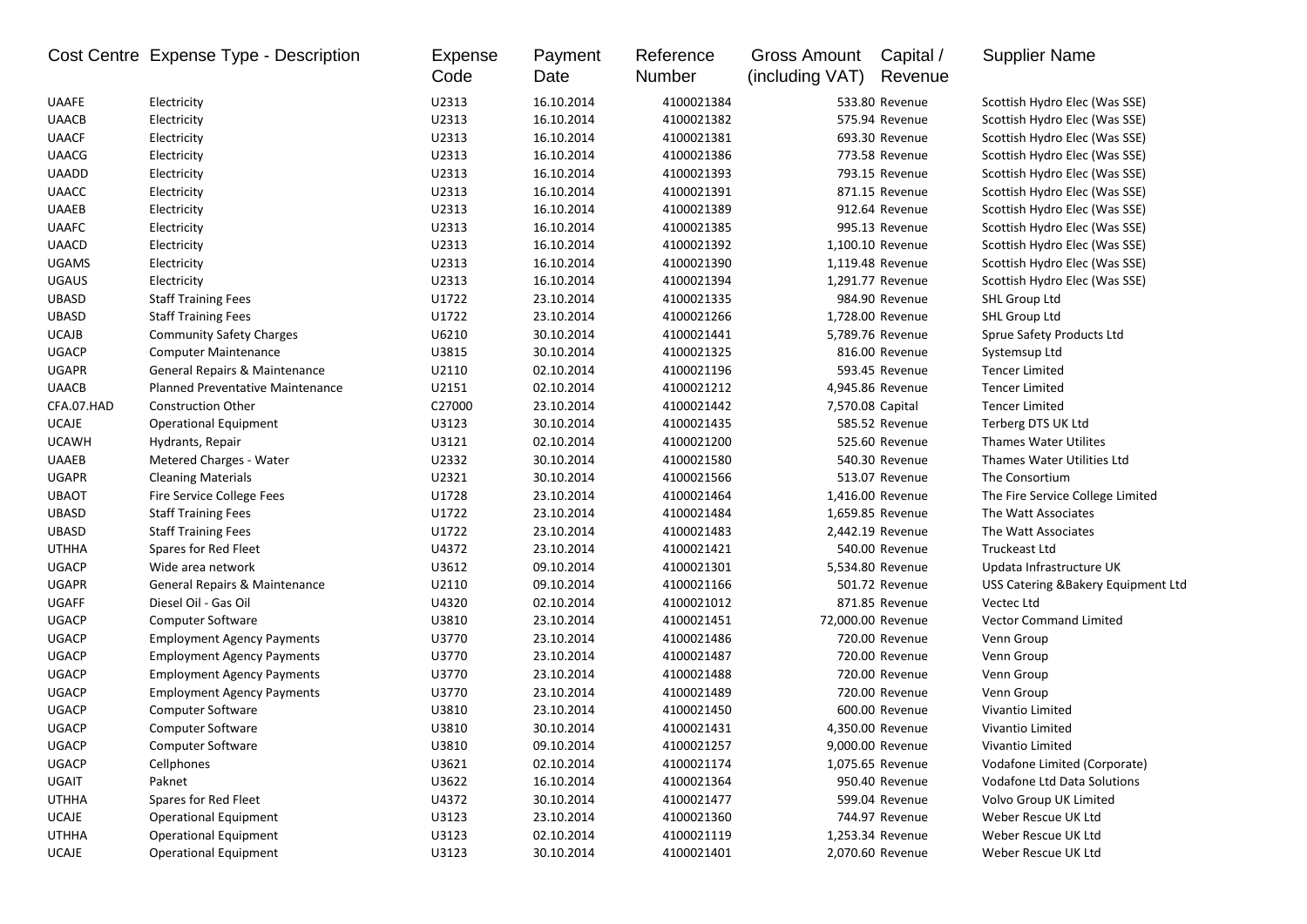| Cost Centre | Expense Type - Description | Expense Code | Payment Date | Reference Number | Gross Amount (including VAT) | Capital / Revenue | Supplier Name |
|---|---|---|---|---|---|---|---|
| UAAFE | Electricity | U2313 | 16.10.2014 | 4100021384 | 533.80 | Revenue | Scottish Hydro Elec (Was SSE) |
| UAACB | Electricity | U2313 | 16.10.2014 | 4100021382 | 575.94 | Revenue | Scottish Hydro Elec (Was SSE) |
| UAACF | Electricity | U2313 | 16.10.2014 | 4100021381 | 693.30 | Revenue | Scottish Hydro Elec (Was SSE) |
| UAACG | Electricity | U2313 | 16.10.2014 | 4100021386 | 773.58 | Revenue | Scottish Hydro Elec (Was SSE) |
| UAADD | Electricity | U2313 | 16.10.2014 | 4100021393 | 793.15 | Revenue | Scottish Hydro Elec (Was SSE) |
| UAACC | Electricity | U2313 | 16.10.2014 | 4100021391 | 871.15 | Revenue | Scottish Hydro Elec (Was SSE) |
| UAAEB | Electricity | U2313 | 16.10.2014 | 4100021389 | 912.64 | Revenue | Scottish Hydro Elec (Was SSE) |
| UAAFC | Electricity | U2313 | 16.10.2014 | 4100021385 | 995.13 | Revenue | Scottish Hydro Elec (Was SSE) |
| UAACD | Electricity | U2313 | 16.10.2014 | 4100021392 | 1,100.10 | Revenue | Scottish Hydro Elec (Was SSE) |
| UGAMS | Electricity | U2313 | 16.10.2014 | 4100021390 | 1,119.48 | Revenue | Scottish Hydro Elec (Was SSE) |
| UGAUS | Electricity | U2313 | 16.10.2014 | 4100021394 | 1,291.77 | Revenue | Scottish Hydro Elec (Was SSE) |
| UBASD | Staff Training Fees | U1722 | 23.10.2014 | 4100021335 | 984.90 | Revenue | SHL Group Ltd |
| UBASD | Staff Training Fees | U1722 | 23.10.2014 | 4100021266 | 1,728.00 | Revenue | SHL Group Ltd |
| UCAJB | Community Safety Charges | U6210 | 30.10.2014 | 4100021441 | 5,789.76 | Revenue | Sprue Safety Products Ltd |
| UGACP | Computer Maintenance | U3815 | 30.10.2014 | 4100021325 | 816.00 | Revenue | Systemsup Ltd |
| UGAPR | General Repairs & Maintenance | U2110 | 02.10.2014 | 4100021196 | 593.45 | Revenue | Tencer Limited |
| UAACB | Planned Preventative Maintenance | U2151 | 02.10.2014 | 4100021212 | 4,945.86 | Revenue | Tencer Limited |
| CFA.07.HAD | Construction Other | C27000 | 23.10.2014 | 4100021442 | 7,570.08 | Capital | Tencer Limited |
| UCAJE | Operational Equipment | U3123 | 30.10.2014 | 4100021435 | 585.52 | Revenue | Terberg DTS UK Ltd |
| UCAWH | Hydrants, Repair | U3121 | 02.10.2014 | 4100021200 | 525.60 | Revenue | Thames Water Utilites |
| UAAEB | Metered Charges - Water | U2332 | 30.10.2014 | 4100021580 | 540.30 | Revenue | Thames Water Utilities Ltd |
| UGAPR | Cleaning Materials | U2321 | 30.10.2014 | 4100021566 | 513.07 | Revenue | The Consortium |
| UBAOT | Fire Service College Fees | U1728 | 23.10.2014 | 4100021464 | 1,416.00 | Revenue | The Fire Service College Limited |
| UBASD | Staff Training Fees | U1722 | 23.10.2014 | 4100021484 | 1,659.85 | Revenue | The Watt Associates |
| UBASD | Staff Training Fees | U1722 | 23.10.2014 | 4100021483 | 2,442.19 | Revenue | The Watt Associates |
| UTHHA | Spares for Red Fleet | U4372 | 23.10.2014 | 4100021421 | 540.00 | Revenue | Truckeast Ltd |
| UGACP | Wide area network | U3612 | 09.10.2014 | 4100021301 | 5,534.80 | Revenue | Updata Infrastructure UK |
| UGAPR | General Repairs & Maintenance | U2110 | 09.10.2014 | 4100021166 | 501.72 | Revenue | USS Catering &Bakery Equipment Ltd |
| UGAFF | Diesel Oil - Gas Oil | U4320 | 02.10.2014 | 4100021012 | 871.85 | Revenue | Vectec Ltd |
| UGACP | Computer Software | U3810 | 23.10.2014 | 4100021451 | 72,000.00 | Revenue | Vector Command Limited |
| UGACP | Employment Agency Payments | U3770 | 23.10.2014 | 4100021486 | 720.00 | Revenue | Venn Group |
| UGACP | Employment Agency Payments | U3770 | 23.10.2014 | 4100021487 | 720.00 | Revenue | Venn Group |
| UGACP | Employment Agency Payments | U3770 | 23.10.2014 | 4100021488 | 720.00 | Revenue | Venn Group |
| UGACP | Employment Agency Payments | U3770 | 23.10.2014 | 4100021489 | 720.00 | Revenue | Venn Group |
| UGACP | Computer Software | U3810 | 23.10.2014 | 4100021450 | 600.00 | Revenue | Vivantio Limited |
| UGACP | Computer Software | U3810 | 30.10.2014 | 4100021431 | 4,350.00 | Revenue | Vivantio Limited |
| UGACP | Computer Software | U3810 | 09.10.2014 | 4100021257 | 9,000.00 | Revenue | Vivantio Limited |
| UGACP | Cellphones | U3621 | 02.10.2014 | 4100021174 | 1,075.65 | Revenue | Vodafone Limited (Corporate) |
| UGAIT | Paknet | U3622 | 16.10.2014 | 4100021364 | 950.40 | Revenue | Vodafone Ltd Data Solutions |
| UTHHA | Spares for Red Fleet | U4372 | 30.10.2014 | 4100021477 | 599.04 | Revenue | Volvo Group UK Limited |
| UCAJE | Operational Equipment | U3123 | 23.10.2014 | 4100021360 | 744.97 | Revenue | Weber Rescue UK Ltd |
| UTHHA | Operational Equipment | U3123 | 02.10.2014 | 4100021119 | 1,253.34 | Revenue | Weber Rescue UK Ltd |
| UCAJE | Operational Equipment | U3123 | 30.10.2014 | 4100021401 | 2,070.60 | Revenue | Weber Rescue UK Ltd |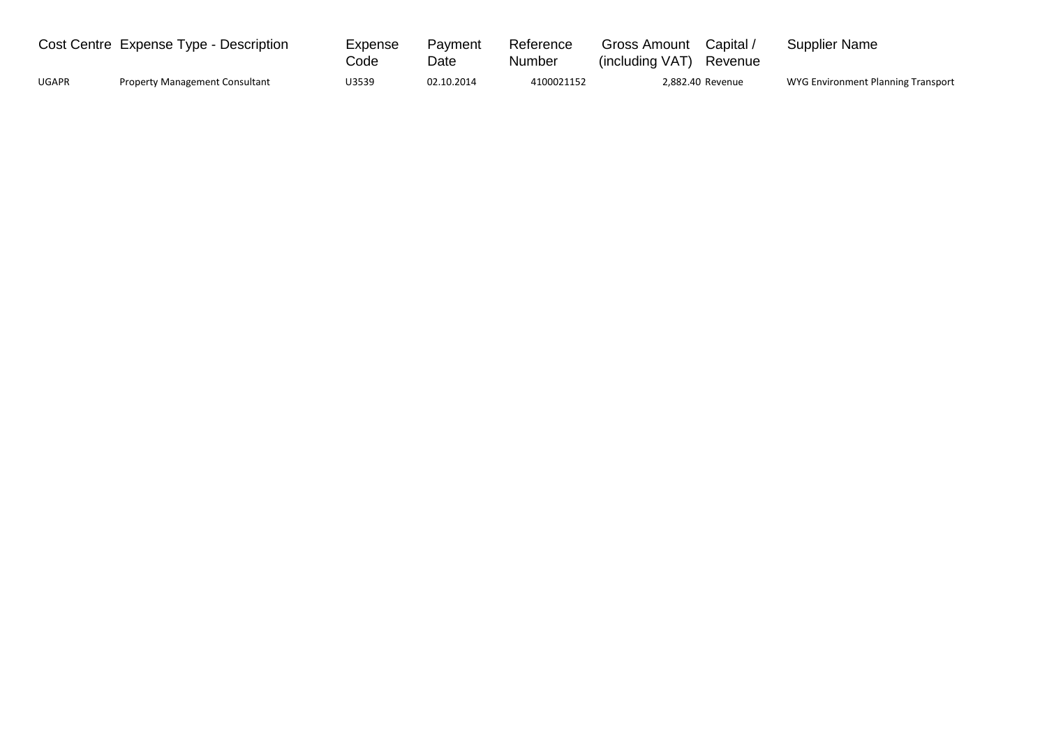| Cost Centre | Expense Type - Description | Expense Code | Payment Date | Reference Number | Gross Amount (including VAT) | Capital / Revenue | Supplier Name |
|---|---|---|---|---|---|---|---|
| UGAPR | Property Management Consultant | U3539 | 02.10.2014 | 4100021152 | 2,882.40 | Revenue | WYG Environment Planning Transport |